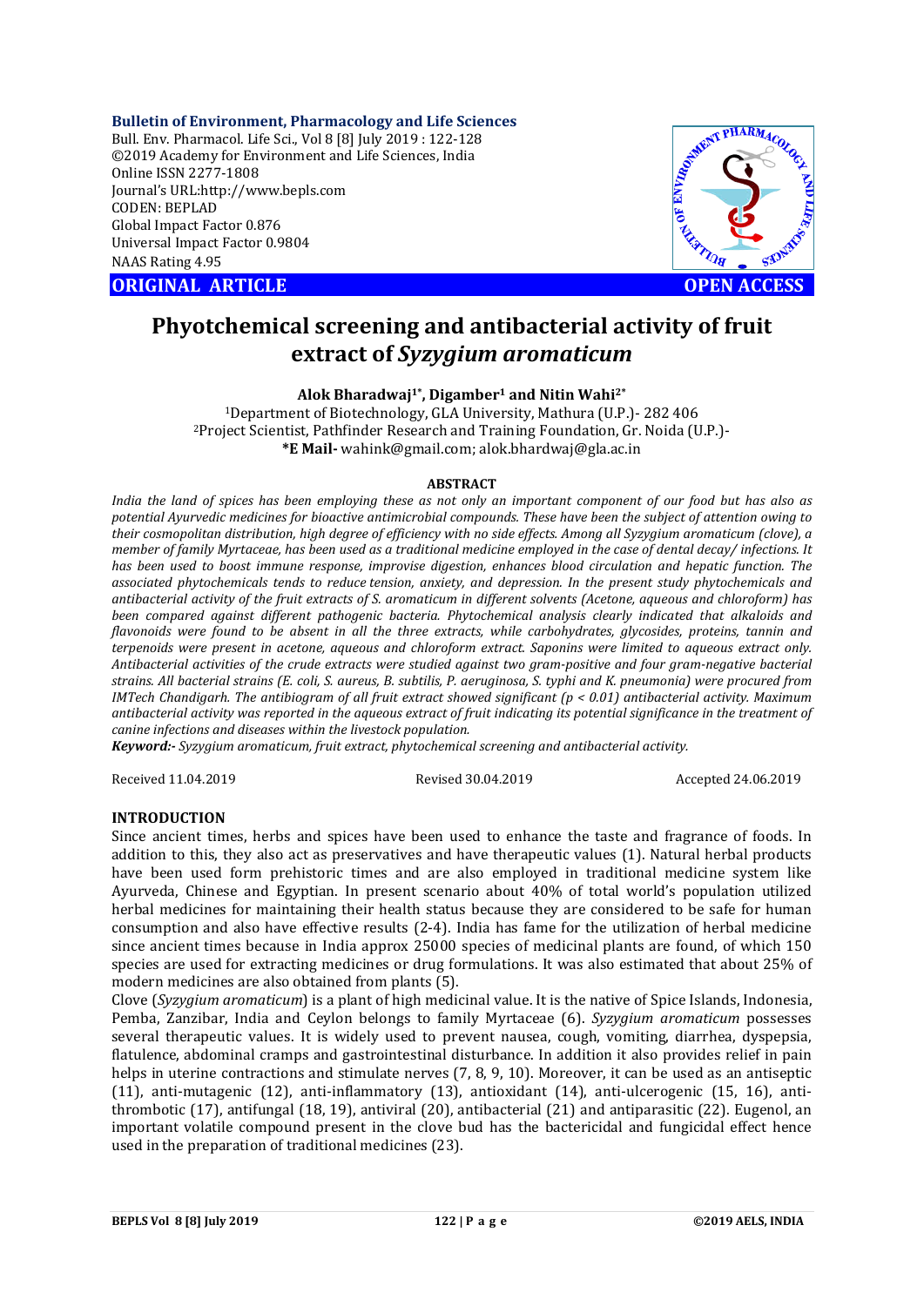**Bulletin of Environment, Pharmacology and Life Sciences**
Bull. Env. Pharmacol. Life Sci., Vol 8 [8] July 2019 : 122-128
©2019 Academy for Environment and Life Sciences, India
Online ISSN 2277-1808
Journal's URL:http://www.bepls.com
CODEN: BEPLAD
Global Impact Factor 0.876
Universal Impact Factor 0.9804
NAAS Rating 4.95

**ORIGINAL ARTICLE** **OPEN ACCESS**

# Phyotchemical screening and antibacterial activity of fruit extract of *Syzygium aromaticum*

**Alok Bharadwaj[1*], Digamber[1] and Nitin Wahi[2*]**

[1]Department of Biotechnology, GLA University, Mathura (U.P.)- 282 406
[2]Project Scientist, Pathfinder Research and Training Foundation, Gr. Noida (U.P.)-
**\*E Mail-** wahink@gmail.com; alok.bhardwaj@gla.ac.in

## ABSTRACT

*India the land of spices has been employing these as not only an important component of our food but has also as potential Ayurvedic medicines for bioactive antimicrobial compounds. These have been the subject of attention owing to their cosmopolitan distribution, high degree of efficiency with no side effects. Among all Syzygium aromaticum (clove), a member of family Myrtaceae, has been used as a traditional medicine employed in the case of dental decay/ infections. It has been used to boost immune response, improvise digestion, enhances blood circulation and hepatic function. The associated phytochemicals tends to reduce tension, anxiety, and depression. In the present study phytochemicals and antibacterial activity of the fruit extracts of S. aromaticum in different solvents (Acetone, aqueous and chloroform) has been compared against different pathogenic bacteria. Phytochemical analysis clearly indicated that alkaloids and flavonoids were found to be absent in all the three extracts, while carbohydrates, glycosides, proteins, tannin and terpenoids were present in acetone, aqueous and chloroform extract. Saponins were limited to aqueous extract only. Antibacterial activities of the crude extracts were studied against two gram-positive and four gram-negative bacterial strains. All bacterial strains (E. coli, S. aureus, B. subtilis, P. aeruginosa, S. typhi and K. pneumonia) were procured from IMTech Chandigarh. The antibiogram of all fruit extract showed significant ($p < 0.01$) antibacterial activity. Maximum antibacterial activity was reported in the aqueous extract of fruit indicating its potential significance in the treatment of canine infections and diseases within the livestock population.*

***Keyword:-** Syzygium aromaticum, fruit extract, phytochemical screening and antibacterial activity.*

Received 11.04.2019 Revised 30.04.2019 Accepted 24.06.2019

## INTRODUCTION

Since ancient times, herbs and spices have been used to enhance the taste and fragrance of foods. In addition to this, they also act as preservatives and have therapeutic values (1). Natural herbal products have been used form prehistoric times and are also employed in traditional medicine system like Ayurveda, Chinese and Egyptian. In present scenario about 40% of total world's population utilized herbal medicines for maintaining their health status because they are considered to be safe for human consumption and also have effective results (2-4). India has fame for the utilization of herbal medicine since ancient times because in India approx 25000 species of medicinal plants are found, of which 150 species are used for extracting medicines or drug formulations. It was also estimated that about 25% of modern medicines are also obtained from plants (5).

Clove (*Syzygium aromaticum*) is a plant of high medicinal value. It is the native of Spice Islands, Indonesia, Pemba, Zanzibar, India and Ceylon belongs to family Myrtaceae (6). *Syzygium aromaticum* possesses several therapeutic values. It is widely used to prevent nausea, cough, vomiting, diarrhea, dyspepsia, flatulence, abdominal cramps and gastrointestinal disturbance. In addition it also provides relief in pain helps in uterine contractions and stimulate nerves (7, 8, 9, 10). Moreover, it can be used as an antiseptic (11), anti-mutagenic (12), anti-inflammatory (13), antioxidant (14), anti-ulcerogenic (15, 16), anti-thrombotic (17), antifungal (18, 19), antiviral (20), antibacterial (21) and antiparasitic (22). Eugenol, an important volatile compound present in the clove bud has the bactericidal and fungicidal effect hence used in the preparation of traditional medicines (23).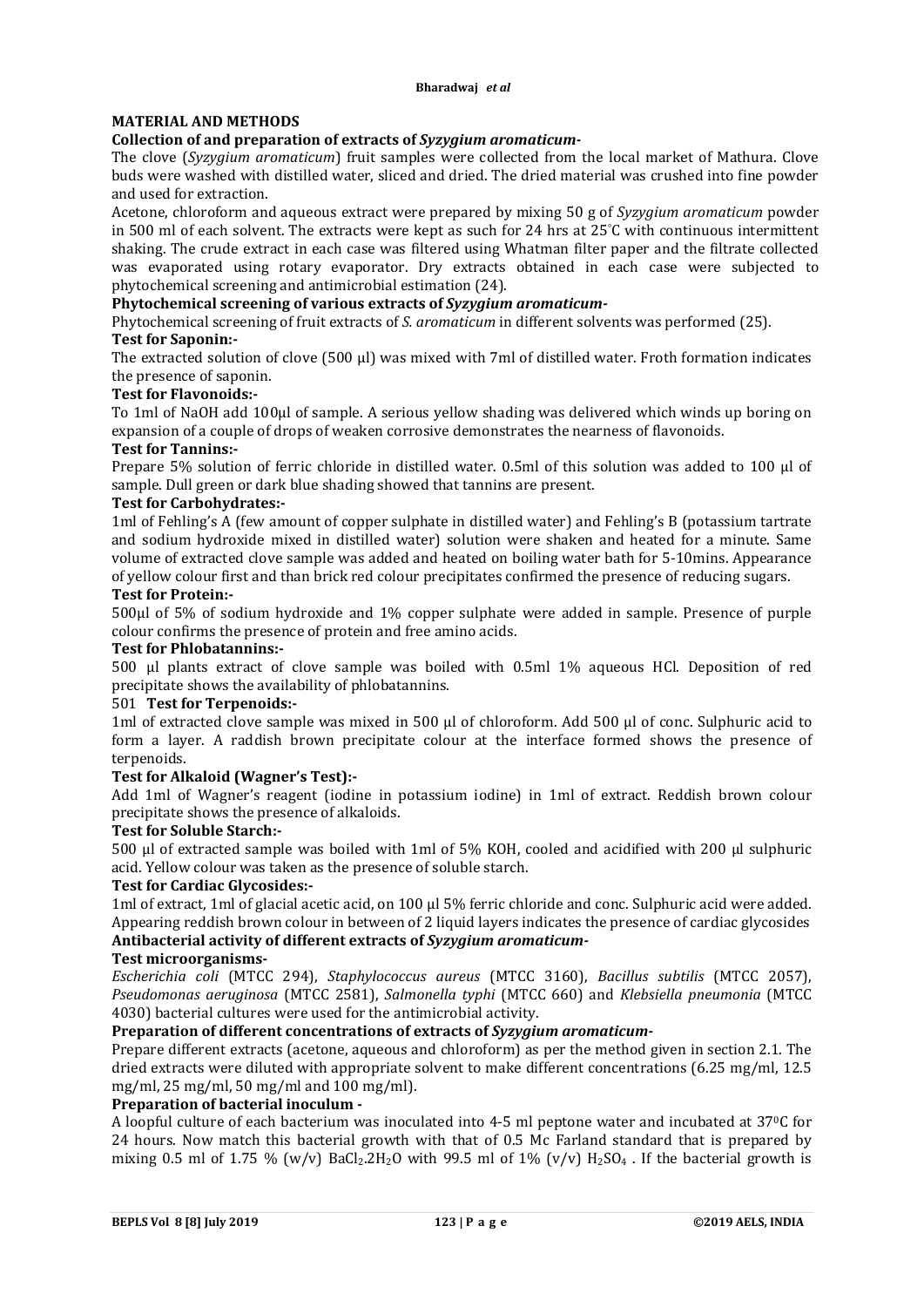## MATERIAL AND METHODS

### Collection of and preparation of extracts of *Syzygium aromaticum*-

The clove (*Syzygium aromaticum*) fruit samples were collected from the local market of Mathura. Clove buds were washed with distilled water, sliced and dried. The dried material was crushed into fine powder and used for extraction.

Acetone, chloroform and aqueous extract were prepared by mixing 50 g of *Syzygium aromaticum* powder in 500 ml of each solvent. The extracts were kept as such for 24 hrs at 25°C with continuous intermittent shaking. The crude extract in each case was filtered using Whatman filter paper and the filtrate collected was evaporated using rotary evaporator. Dry extracts obtained in each case were subjected to phytochemical screening and antimicrobial estimation (24).

### Phytochemical screening of various extracts of *Syzygium aromaticum*-

Phytochemical screening of fruit extracts of *S. aromaticum* in different solvents was performed (25).

#### Test for Saponin:-

The extracted solution of clove (500 µl) was mixed with 7ml of distilled water. Froth formation indicates the presence of saponin.

#### Test for Flavonoids:-

To 1ml of NaOH add 100µl of sample. A serious yellow shading was delivered which winds up boring on expansion of a couple of drops of weaken corrosive demonstrates the nearness of flavonoids.

#### Test for Tannins:-

Prepare 5% solution of ferric chloride in distilled water. 0.5ml of this solution was added to 100 µl of sample. Dull green or dark blue shading showed that tannins are present.

#### Test for Carbohydrates:-

1ml of Fehling's A (few amount of copper sulphate in distilled water) and Fehling's B (potassium tartrate and sodium hydroxide mixed in distilled water) solution were shaken and heated for a minute. Same volume of extracted clove sample was added and heated on boiling water bath for 5-10mins. Appearance of yellow colour first and than brick red colour precipitates confirmed the presence of reducing sugars.

#### Test for Protein:-

500µl of 5% of sodium hydroxide and 1% copper sulphate were added in sample. Presence of purple colour confirms the presence of protein and free amino acids.

#### Test for Phlobatannins:-

500 µl plants extract of clove sample was boiled with 0.5ml 1% aqueous HCl. Deposition of red precipitate shows the availability of phlobatannins.

#### 501 Test for Terpenoids:-

1ml of extracted clove sample was mixed in 500 µl of chloroform. Add 500 µl of conc. Sulphuric acid to form a layer. A raddish brown precipitate colour at the interface formed shows the presence of terpenoids.

#### Test for Alkaloid (Wagner's Test):-

Add 1ml of Wagner's reagent (iodine in potassium iodine) in 1ml of extract. Reddish brown colour precipitate shows the presence of alkaloids.

#### Test for Soluble Starch:-

500 µl of extracted sample was boiled with 1ml of 5% KOH, cooled and acidified with 200 µl sulphuric acid. Yellow colour was taken as the presence of soluble starch.

#### Test for Cardiac Glycosides:-

1ml of extract, 1ml of glacial acetic acid, on 100 µl 5% ferric chloride and conc. Sulphuric acid were added. Appearing reddish brown colour in between of 2 liquid layers indicates the presence of cardiac glycosides

### Antibacterial activity of different extracts of *Syzygium aromaticum*-

#### Test microorganisms-

*Escherichia coli* (MTCC 294), *Staphylococcus aureus* (MTCC 3160), *Bacillus subtilis* (MTCC 2057), *Pseudomonas aeruginosa* (MTCC 2581), *Salmonella typhi* (MTCC 660) and *Klebsiella pneumonia* (MTCC 4030) bacterial cultures were used for the antimicrobial activity.

#### Preparation of different concentrations of extracts of *Syzygium aromaticum*-

Prepare different extracts (acetone, aqueous and chloroform) as per the method given in section 2.1. The dried extracts were diluted with appropriate solvent to make different concentrations (6.25 mg/ml, 12.5 mg/ml, 25 mg/ml, 50 mg/ml and 100 mg/ml).

#### Preparation of bacterial inoculum -

A loopful culture of each bacterium was inoculated into 4-5 ml peptone water and incubated at 37°C for 24 hours. Now match this bacterial growth with that of 0.5 Mc Farland standard that is prepared by mixing 0.5 ml of 1.75 % (w/v) $BaCl_2.2H_2O$ with 99.5 ml of 1% (v/v) $H_2SO_4$ . If the bacterial growth is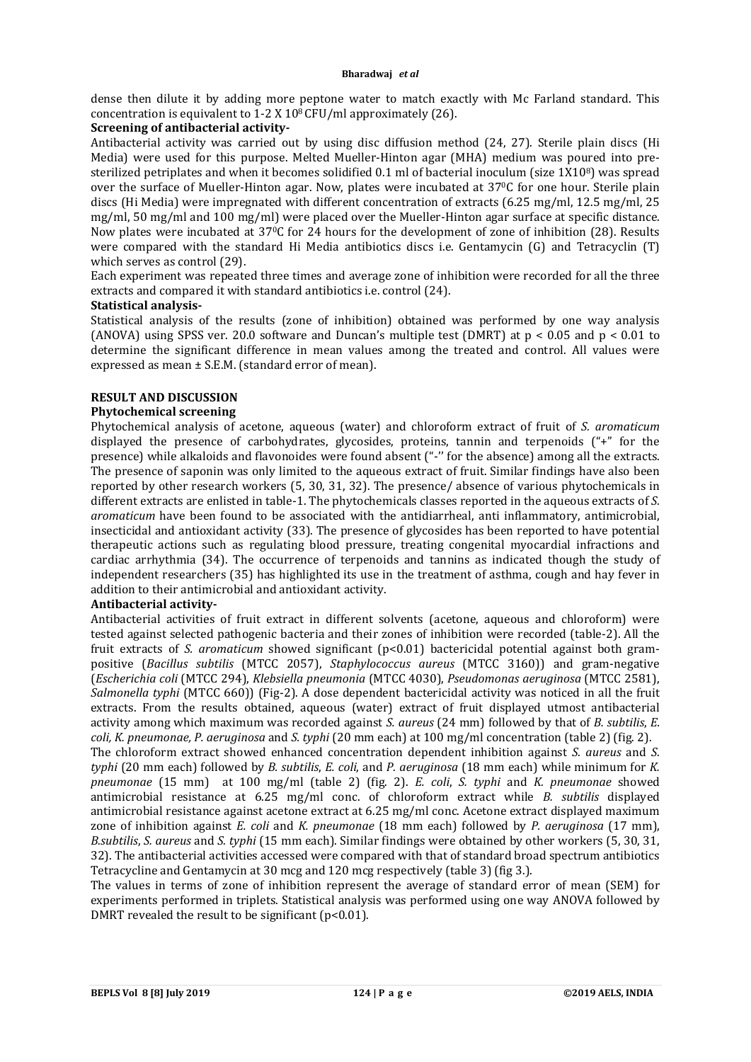dense then dilute it by adding more peptone water to match exactly with Mc Farland standard. This concentration is equivalent to 1-2 X $10^8$ CFU/ml approximately (26).

**Screening of antibacterial activity-**

Antibacterial activity was carried out by using disc diffusion method (24, 27). Sterile plain discs (Hi Media) were used for this purpose. Melted Mueller-Hinton agar (MHA) medium was poured into pre-sterilized petriplates and when it becomes solidified 0.1 ml of bacterial inoculum (size 1X$10^8$) was spread over the surface of Mueller-Hinton agar. Now, plates were incubated at 37$^0$C for one hour. Sterile plain discs (Hi Media) were impregnated with different concentration of extracts (6.25 mg/ml, 12.5 mg/ml, 25 mg/ml, 50 mg/ml and 100 mg/ml) were placed over the Mueller-Hinton agar surface at specific distance. Now plates were incubated at 37$^0$C for 24 hours for the development of zone of inhibition (28). Results were compared with the standard Hi Media antibiotics discs i.e. Gentamycin (G) and Tetracyclin (T) which serves as control (29).

Each experiment was repeated three times and average zone of inhibition were recorded for all the three extracts and compared it with standard antibiotics i.e. control (24).

**Statistical analysis-**

Statistical analysis of the results (zone of inhibition) obtained was performed by one way analysis (ANOVA) using SPSS ver. 20.0 software and Duncan's multiple test (DMRT) at $p < 0.05$ and $p < 0.01$ to determine the significant difference in mean values among the treated and control. All values were expressed as mean ± S.E.M. (standard error of mean).

## RESULT AND DISCUSSION

**Phytochemical screening**

Phytochemical analysis of acetone, aqueous (water) and chloroform extract of fruit of *S. aromaticum* displayed the presence of carbohydrates, glycosides, proteins, tannin and terpenoids ("+" for the presence) while alkaloids and flavonoides were found absent ("-'' for the absence) among all the extracts. The presence of saponin was only limited to the aqueous extract of fruit. Similar findings have also been reported by other research workers (5, 30, 31, 32). The presence/ absence of various phytochemicals in different extracts are enlisted in table-1. The phytochemicals classes reported in the aqueous extracts of *S. aromaticum* have been found to be associated with the antidiarrheal, anti inflammatory, antimicrobial, insecticidal and antioxidant activity (33). The presence of glycosides has been reported to have potential therapeutic actions such as regulating blood pressure, treating congenital myocardial infractions and cardiac arrhythmia (34). The occurrence of terpenoids and tannins as indicated though the study of independent researchers (35) has highlighted its use in the treatment of asthma, cough and hay fever in addition to their antimicrobial and antioxidant activity.

**Antibacterial activity-**

Antibacterial activities of fruit extract in different solvents (acetone, aqueous and chloroform) were tested against selected pathogenic bacteria and their zones of inhibition were recorded (table-2). All the fruit extracts of *S. aromaticum* showed significant ($p<0.01$) bactericidal potential against both gram-positive (*Bacillus subtilis* (MTCC 2057), *Staphylococcus aureus* (MTCC 3160)) and gram-negative (*Escherichia coli* (MTCC 294), *Klebsiella pneumonia* (MTCC 4030), *Pseudomonas aeruginosa* (MTCC 2581), *Salmonella typhi* (MTCC 660)) (Fig-2). A dose dependent bactericidal activity was noticed in all the fruit extracts. From the results obtained, aqueous (water) extract of fruit displayed utmost antibacterial activity among which maximum was recorded against *S. aureus* (24 mm) followed by that of *B. subtilis*, *E. coli, K. pneumonae, P. aeruginosa* and *S. typhi* (20 mm each) at 100 mg/ml concentration (table 2) (fig. 2).

The chloroform extract showed enhanced concentration dependent inhibition against *S. aureus* and *S. typhi* (20 mm each) followed by *B. subtilis*, *E. coli*, and *P. aeruginosa* (18 mm each) while minimum for *K. pneumonae* (15 mm) at 100 mg/ml (table 2) (fig. 2). *E. coli*, *S. typhi* and *K. pneumonae* showed antimicrobial resistance at 6.25 mg/ml conc. of chloroform extract while *B. subtilis* displayed antimicrobial resistance against acetone extract at 6.25 mg/ml conc. Acetone extract displayed maximum zone of inhibition against *E. coli* and *K. pneumonae* (18 mm each) followed by *P. aeruginosa* (17 mm), *B.subtilis*, *S. aureus* and *S. typhi* (15 mm each). Similar findings were obtained by other workers (5, 30, 31, 32). The antibacterial activities accessed were compared with that of standard broad spectrum antibiotics Tetracycline and Gentamycin at 30 mcg and 120 mcg respectively (table 3) (fig 3.).

The values in terms of zone of inhibition represent the average of standard error of mean (SEM) for experiments performed in triplets. Statistical analysis was performed using one way ANOVA followed by DMRT revealed the result to be significant ($p<0.01$).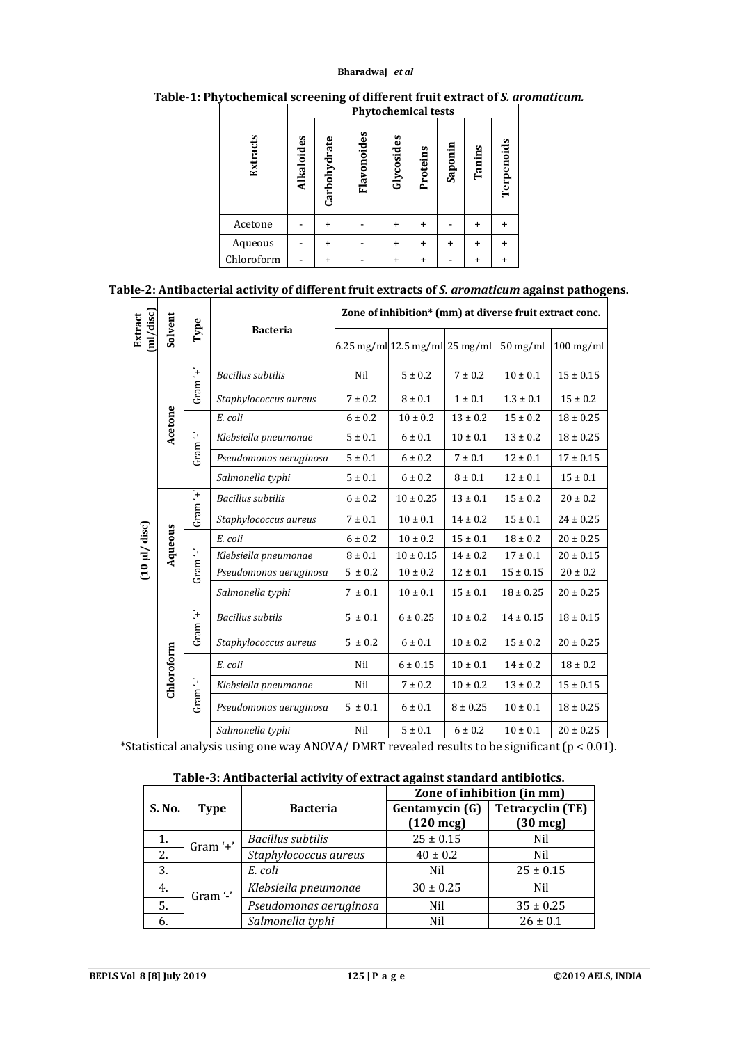**Table-1: Phytochemical screening of different fruit extract of *S. aromaticum*.**

| Extracts | Phytochemical tests | | | | | | | |
|---|---|---|---|---|---|---|---|---|
| | Alkaloides | Carbohydrate | Flavonoides | Glycosides | Proteins | Saponin | Tanins | Terpenoids |
| Acetone | - | + | - | + | + | - | + | + |
| Aqueous | - | + | - | + | + | + | + | + |
| Chloroform | - | + | - | + | + | - | + | + |

**Table-2: Antibacterial activity of different fruit extracts of *S. aromaticum* against pathogens.**

| Extract (ml/disc) | Solvent | Type | Bacteria | Zone of inhibition* (mm) at diverse fruit extract conc. | | | | |
|---|---|---|---|---|---|---|---|---|
| | | | | 6.25 mg/ml | 12.5 mg/ml | 25 mg/ml | 50 mg/ml | 100 mg/ml |
| (10 µl/ disc) | Acetone | Gram '+' | *Bacillus subtilis* | Nil | 5 ± 0.2 | 7 ± 0.2 | 10 ± 0.1 | 15 ± 0.15 |
| | | | *Staphylococcus aureus* | 7 ± 0.2 | 8 ± 0.1 | 1 ± 0.1 | 1.3 ± 0.1 | 15 ± 0.2 |
| | | Gram '-' | *E. coli* | 6 ± 0.2 | 10 ± 0.2 | 13 ± 0.2 | 15 ± 0.2 | 18 ± 0.25 |
| | | | *Klebsiella pneumonae* | 5 ± 0.1 | 6 ± 0.1 | 10 ± 0.1 | 13 ± 0.2 | 18 ± 0.25 |
| | | | *Pseudomonas aeruginosa* | 5 ± 0.1 | 6 ± 0.2 | 7 ± 0.1 | 12 ± 0.1 | 17 ± 0.15 |
| | | | *Salmonella typhi* | 5 ± 0.1 | 6 ± 0.2 | 8 ± 0.1 | 12 ± 0.1 | 15 ± 0.1 |
| | Aqueous | Gram '+' | *Bacillus subtilis* | 6 ± 0.2 | 10 ± 0.25 | 13 ± 0.1 | 15 ± 0.2 | 20 ± 0.2 |
| | | | *Staphylococcus aureus* | 7 ± 0.1 | 10 ± 0.1 | 14 ± 0.2 | 15 ± 0.1 | 24 ± 0.25 |
| | | Gram '-' | *E. coli* | 6 ± 0.2 | 10 ± 0.2 | 15 ± 0.1 | 18 ± 0.2 | 20 ± 0.25 |
| | | | *Klebsiella pneumonae* | 8 ± 0.1 | 10 ± 0.15 | 14 ± 0.2 | 17 ± 0.1 | 20 ± 0.15 |
| | | | *Pseudomonas aeruginosa* | 5 ± 0.2 | 10 ± 0.2 | 12 ± 0.1 | 15 ± 0.15 | 20 ± 0.2 |
| | | | *Salmonella typhi* | 7 ± 0.1 | 10 ± 0.1 | 15 ± 0.1 | 18 ± 0.25 | 20 ± 0.25 |
| | Chloroform | Gram '+' | *Bacillus subtils* | 5 ± 0.1 | 6 ± 0.25 | 10 ± 0.2 | 14 ± 0.15 | 18 ± 0.15 |
| | | | *Staphylococcus aureus* | 5 ± 0.2 | 6 ± 0.1 | 10 ± 0.2 | 15 ± 0.2 | 20 ± 0.25 |
| | | Gram '-' | *E. coli* | Nil | 6 ± 0.15 | 10 ± 0.1 | 14 ± 0.2 | 18 ± 0.2 |
| | | | *Klebsiella pneumonae* | Nil | 7 ± 0.2 | 10 ± 0.2 | 13 ± 0.2 | 15 ± 0.15 |
| | | | *Pseudomonas aeruginosa* | 5 ± 0.1 | 6 ± 0.1 | 8 ± 0.25 | 10 ± 0.1 | 18 ± 0.25 |
| | | | *Salmonella typhi* | Nil | 5 ± 0.1 | 6 ± 0.2 | 10 ± 0.1 | 20 ± 0.25 |

*Statistical analysis using one way ANOVA/ DMRT revealed results to be significant ($p < 0.01$).

**Table-3: Antibacterial activity of extract against standard antibiotics.**

| S. No. | Type | Bacteria | Zone of inhibition (in mm) | |
|---|---|---|---|---|
| | | | Gentamycin (G) (120 mcg) | Tetracyclin (TE) (30 mcg) |
| 1. | Gram '+' | *Bacillus subtilis* | 25 ± 0.15 | Nil |
| 2. | | *Staphylococcus aureus* | 40 ± 0.2 | Nil |
| 3. | Gram '-' | *E. coli* | Nil | 25 ± 0.15 |
| 4. | | *Klebsiella pneumonae* | 30 ± 0.25 | Nil |
| 5. | | *Pseudomonas aeruginosa* | Nil | 35 ± 0.25 |
| 6. | | *Salmonella typhi* | Nil | 26 ± 0.1 |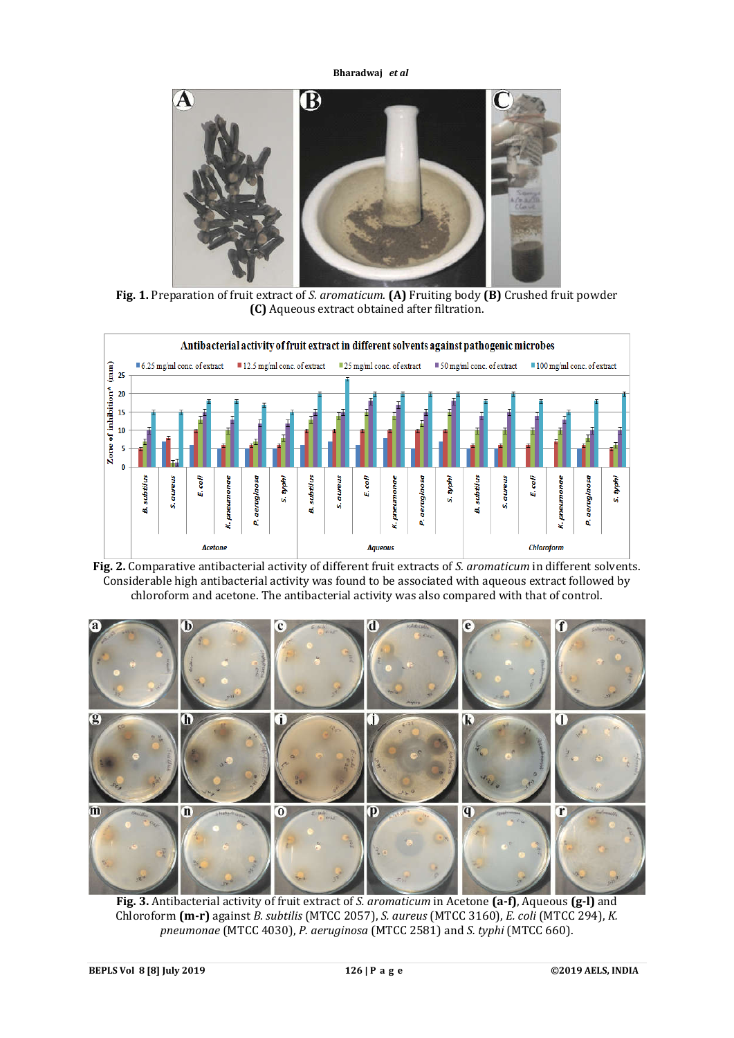Fig. 1. Preparation of fruit extract of *S. aromaticum*. **(A)** Fruiting body **(B)** Crushed fruit powder **(C)** Aqueous extract obtained after filtration.

Fig. 2. Comparative antibacterial activity of different fruit extracts of *S. aromaticum* in different solvents. Considerable high antibacterial activity was found to be associated with aqueous extract followed by chloroform and acetone. The antibacterial activity was also compared with that of control.

Fig. 3. Antibacterial activity of fruit extract of *S. aromaticum* in Acetone **(a-f)**, Aqueous **(g-l)** and Chloroform **(m-r)** against *B. subtilis* (MTCC 2057), *S. aureus* (MTCC 3160), *E. coli* (MTCC 294), *K. pneumonae* (MTCC 4030), *P. aeruginosa* (MTCC 2581) and *S. typhi* (MTCC 660).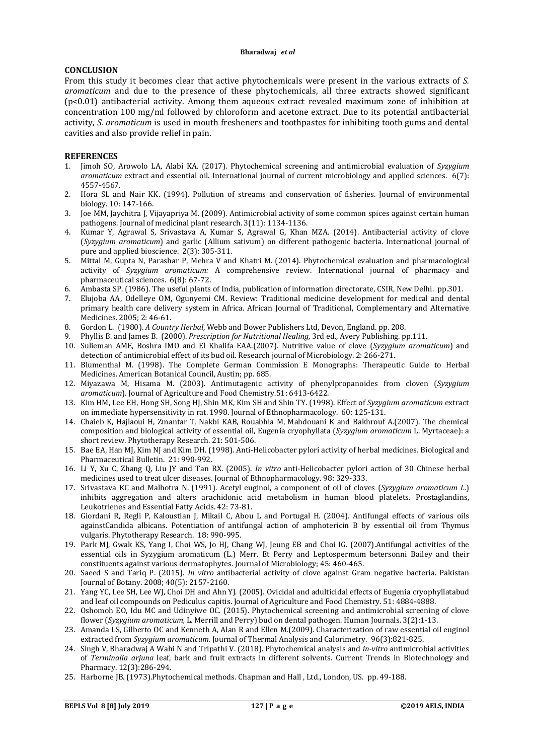## CONCLUSION

From this study it becomes clear that active phytochemicals were present in the various extracts of *S. aromaticum* and due to the presence of these phytochemicals, all three extracts showed significant ($p<0.01$) antibacterial activity. Among them aqueous extract revealed maximum zone of inhibition at concentration 100 mg/ml followed by chloroform and acetone extract. Due to its potential antibacterial activity, *S. aromaticum* is used in mouth fresheners and toothpastes for inhibiting tooth gums and dental cavities and also provide relief in pain.

## REFERENCES

1. Jimoh SO, Arowolo LA, Alabi KA. (2017). Phytochemical screening and antimicrobial evaluation of *Syzygium aromaticum* extract and essential oil. International journal of current microbiology and applied sciences. 6(7): 4557-4567.
2. Hora SL and Nair KK. (1994). Pollution of streams and conservation of fisheries. Journal of environmental biology. 10: 147-166.
3. Joe MM, Jaychitra J, Vijayapriya M. (2009). Antimicrobial activity of some common spices against certain human pathogens. Journal of medicinal plant research. 3(11): 1134-1136.
4. Kumar Y, Agrawal S, Srivastava A, Kumar S, Agrawal G, Khan MZA. (2014). Antibacterial activity of clove (*Syzygium aromaticum*) and garlic (Allium sativum) on different pathogenic bacteria. International journal of pure and applied bioscience. 2(3): 305-311.
5. Mittal M, Gupta N, Parashar P, Mehra V and Khatri M. (2014). Phytochemical evaluation and pharmacological activity of *Syzygium aromaticum:* A comprehensive review. International journal of pharmacy and pharmaceutical sciences. 6(8): 67-72.
6. Ambasta SP. (1986). The useful plants of India, publication of information directorate, CSIR, New Delhi. pp.301.
7. Elujoba AA, Odelleye OM, Ogunyemi CM. Review: Traditional medicine development for medical and dental primary health care delivery system in Africa. African Journal of Traditional, Complementary and Alternative Medicines. 2005; 2: 46-61.
8. Gordon L. (1980). *A Country Herbal*, Webb and Bower Publishers Ltd, Devon, England. pp. 208.
9. Phyllis B. and James B. (2000). *Prescription for Nutritional Healing*, 3rd ed., Avery Publishing. pp.111.
10. Sulieman AME, Boshra IMO and El Khalifa EAA.(2007). Nutritive value of clove (*Syzygium aromaticum*) and detection of antimicrobial effect of its bud oil. Research journal of Microbiology. 2: 266-271.
11. Blumenthal M. (1998). The Complete German Commission E Monographs: Therapeutic Guide to Herbal Medicines. American Botanical Council, Austin; pp. 685.
12. Miyazawa M, Hisama M. (2003). Antimutagenic activity of phenylpropanoides from cloven (*Syzygium aromaticum*). Journal of Agriculture and Food Chemistry.51: 6413-6422.
13. Kim HM, Lee EH, Hong SH, Song HJ, Shin MK, Kim SH and Shin TY. (1998). Effect of *Syzygium aromaticum* extract on immediate hypersensitivity in rat. 1998. Journal of Ethnopharmacology. 60: 125-131.
14. Chaieb K, Hajlaoui H, Zmantar T, Nakbi KAB, Rouabhia M, Mahdouani K and Bakhrouf A.(2007). The chemical composition and biological activity of essential oil, Eugenia cryophyllata (*Syzygium aromaticum* L. Myrtaceae): a short review. Phytotherapy Research. 21: 501-506.
15. Bae EA, Han MJ, Kim NJ and Kim DH. (1998). Anti-Helicobacter pylori activity of herbal medicines. Biological and Pharmaceutical Bulletin. 21: 990-992.
16. Li Y, Xu C, Zhang Q, Liu JY and Tan RX. (2005). *In vitro* anti-Helicobacter pylori action of 30 Chinese herbal medicines used to treat ulcer diseases. Journal of Ethnopharmacology. 98: 329-333.
17. Srivastava KC and Malhotra N. (1991). Acetyl euginol, a component of oil of cloves (*Syzygium aromaticum L.*) inhibits aggregation and alters arachidonic acid metabolism in human blood platelets. Prostaglandins, Leukotrienes and Essential Fatty Acids. 42: 73-81.
18. Giordani R, Regli P, Kaloustian J, Mikail C, Abou L and Portugal H. (2004). Antifungal effects of various oils againstCandida albicans. Potentiation of antifungal action of amphotericin B by essential oil from Thymus vulgaris. Phytotherapy Research. 18: 990-995.
19. Park MJ, Gwak KS, Yang I, Choi WS, Jo HJ, Chang WJ, Jeung EB and Choi IG. (2007).Antifungal activities of the essential oils in Syzygium aromaticum (L.) Merr. Et Perry and Leptospermum betersonni Bailey and their constituents against various dermatophytes. Journal of Microbiology; 45: 460-465.
20. Saeed S and Tariq P. (2015). *In vitro* antibacterial activity of clove against Gram negative bacteria. Pakistan Journal of Botany. 2008; 40(5): 2157-2160.
21. Yang YC, Lee SH, Lee WJ, Choi DH and Ahn YJ. (2005). Ovicidal and adulticidal effects of Eugenia cryophyllatabud and leaf oil compounds on Pediculus capitis. Journal of Agriculture and Food Chemistry. 51: 4884-4888.
22. Oshomoh EO, Idu MC and Udinyiwe OC. (2015). Phytochemical screening and antimicrobial screening of clove flower (*Syzygium aromaticum,* L. Merrill and Perry) bud on dental pathogen. Human Journals. 3(2):1-13.
23. Amanda LS, Gilberto OC and Kenneth A, Alan R and Ellen M.(2009). Characterization of raw essential oil euginol extracted from *Syzygium aromaticum.* Journal of Thermal Analysis and Calorimetry. 96(3):821-825.
24. Singh V, Bharadwaj A Wahi N and Tripathi V. (2018). Phytochemical analysis and *in-vitro* antimicrobial activities of *Terminalia arjuna* leaf, bark and fruit extracts in different solvents. Current Trends in Biotechnology and Pharmacy. 12(3):286-294.
25. Harborne JB. (1973).Phytochemical methods. Chapman and Hall , Ltd., London, US. pp. 49-188.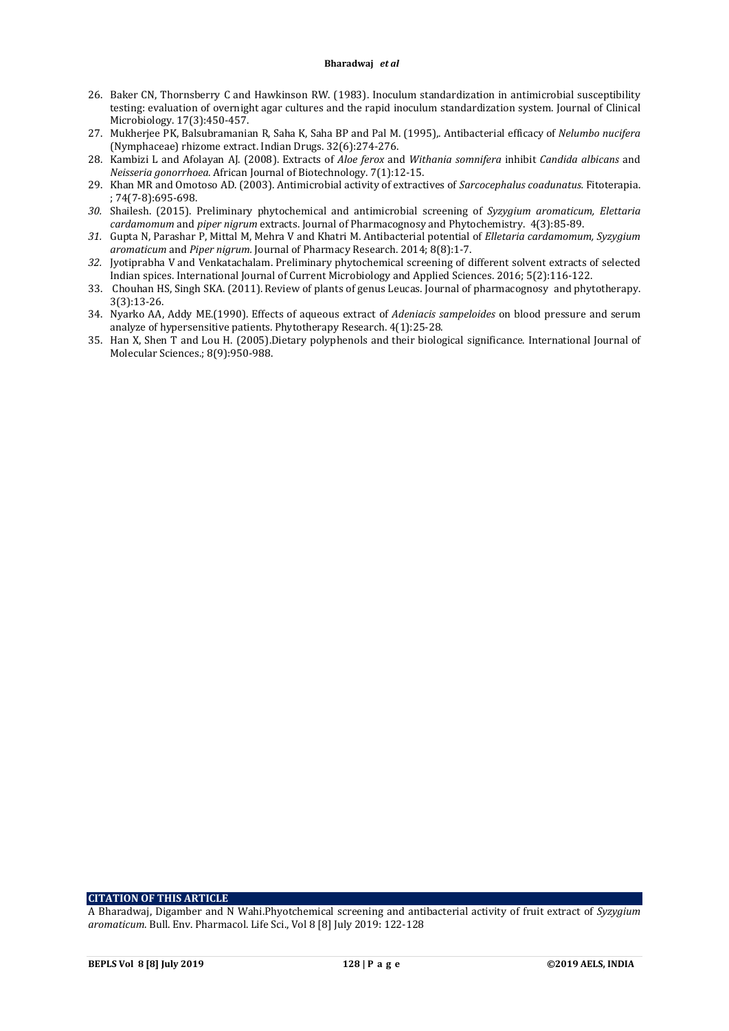26. Baker CN, Thornsberry C and Hawkinson RW. (1983). Inoculum standardization in antimicrobial susceptibility testing: evaluation of overnight agar cultures and the rapid inoculum standardization system. Journal of Clinical Microbiology. 17(3):450-457.
27. Mukherjee PK, Balsubramanian R, Saha K, Saha BP and Pal M. (1995),. Antibacterial efficacy of *Nelumbo nucifera* (Nymphaceae) rhizome extract. Indian Drugs. 32(6):274-276.
28. Kambizi L and Afolayan AJ. (2008). Extracts of *Aloe ferox* and *Withania somnifera* inhibit *Candida albicans* and *Neisseria gonorrhoea*. African Journal of Biotechnology. 7(1):12-15.
29. Khan MR and Omotoso AD. (2003). Antimicrobial activity of extractives of *Sarcocephalus coadunatus.* Fitoterapia. ; 74(7-8):695-698.
30. Shailesh. (2015). Preliminary phytochemical and antimicrobial screening of *Syzygium aromaticum, Elettaria cardamomum* and *piper nigrum* extracts. Journal of Pharmacognosy and Phytochemistry. 4(3):85-89.
31. Gupta N, Parashar P, Mittal M, Mehra V and Khatri M. Antibacterial potential of *Elletaria cardamomum, Syzygium aromaticum* and *Piper nigrum.* Journal of Pharmacy Research. 2014; 8(8):1-7.
32. Jyotiprabha V and Venkatachalam. Preliminary phytochemical screening of different solvent extracts of selected Indian spices. International Journal of Current Microbiology and Applied Sciences. 2016; 5(2):116-122.
33. Chouhan HS, Singh SKA. (2011). Review of plants of genus Leucas. Journal of pharmacognosy and phytotherapy. 3(3):13-26.
34. Nyarko AA, Addy ME.(1990). Effects of aqueous extract of *Adeniacis sampeloides* on blood pressure and serum analyze of hypersensitive patients. Phytotherapy Research. 4(1):25-28.
35. Han X, Shen T and Lou H. (2005).Dietary polyphenols and their biological significance. International Journal of Molecular Sciences.; 8(9):950-988.

**CITATION OF THIS ARTICLE**

A Bharadwaj, Digamber and N Wahi.Phyotchemical screening and antibacterial activity of fruit extract of *Syzygium aromaticum*. Bull. Env. Pharmacol. Life Sci., Vol 8 [8] July 2019: 122-128